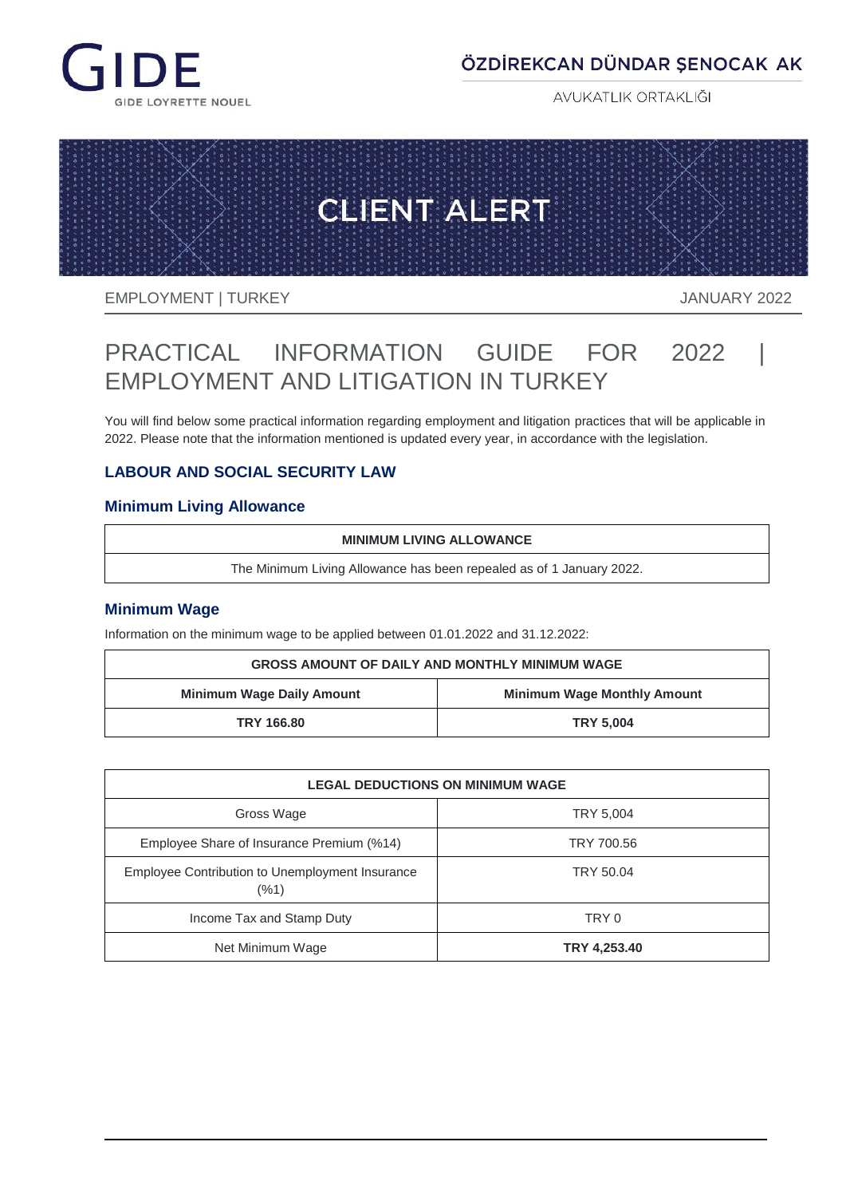GIDE

GIDE LOYRETTE NOUEL

ÖZDİREKCAN DÜNDAR ŞENOCAK AK

AVUKATLIK ORTAKLIĞI

CLIENT ALERT

EMPLOYMENT | TURKEY

JANUARY 2022

# PRACTICAL INFORMATION GUIDE FOR 2022 | EMPLOYMENT AND LITIGATION IN TURKEY

You will find below some practical information regarding employment and litigation practices that will be applicable in 2022. Please note that the information mentioned is updated every year, in accordance with the legislation.

## LABOUR AND SOCIAL SECURITY LAW

### Minimum Living Allowance

| MINIMUM LIVING ALLOWANCE |
|---|
| The Minimum Living Allowance has been repealed as of 1 January 2022. |

### Minimum Wage

Information on the minimum wage to be applied between 01.01.2022 and 31.12.2022:

| GROSS AMOUNT OF DAILY AND MONTHLY MINIMUM WAGE | |
|---|---|
| **Minimum Wage Daily Amount** | **Minimum Wage Monthly Amount** |
| **TRY 166.80** | **TRY 5,004** |

| LEGAL DEDUCTIONS ON MINIMUM WAGE | |
|---|---|
| Gross Wage | TRY 5,004 |
| Employee Share of Insurance Premium (%14) | TRY 700.56 |
| Employee Contribution to Unemployment Insurance (%1) | TRY 50.04 |
| Income Tax and Stamp Duty | TRY 0 |
| Net Minimum Wage | **TRY 4,253.40** |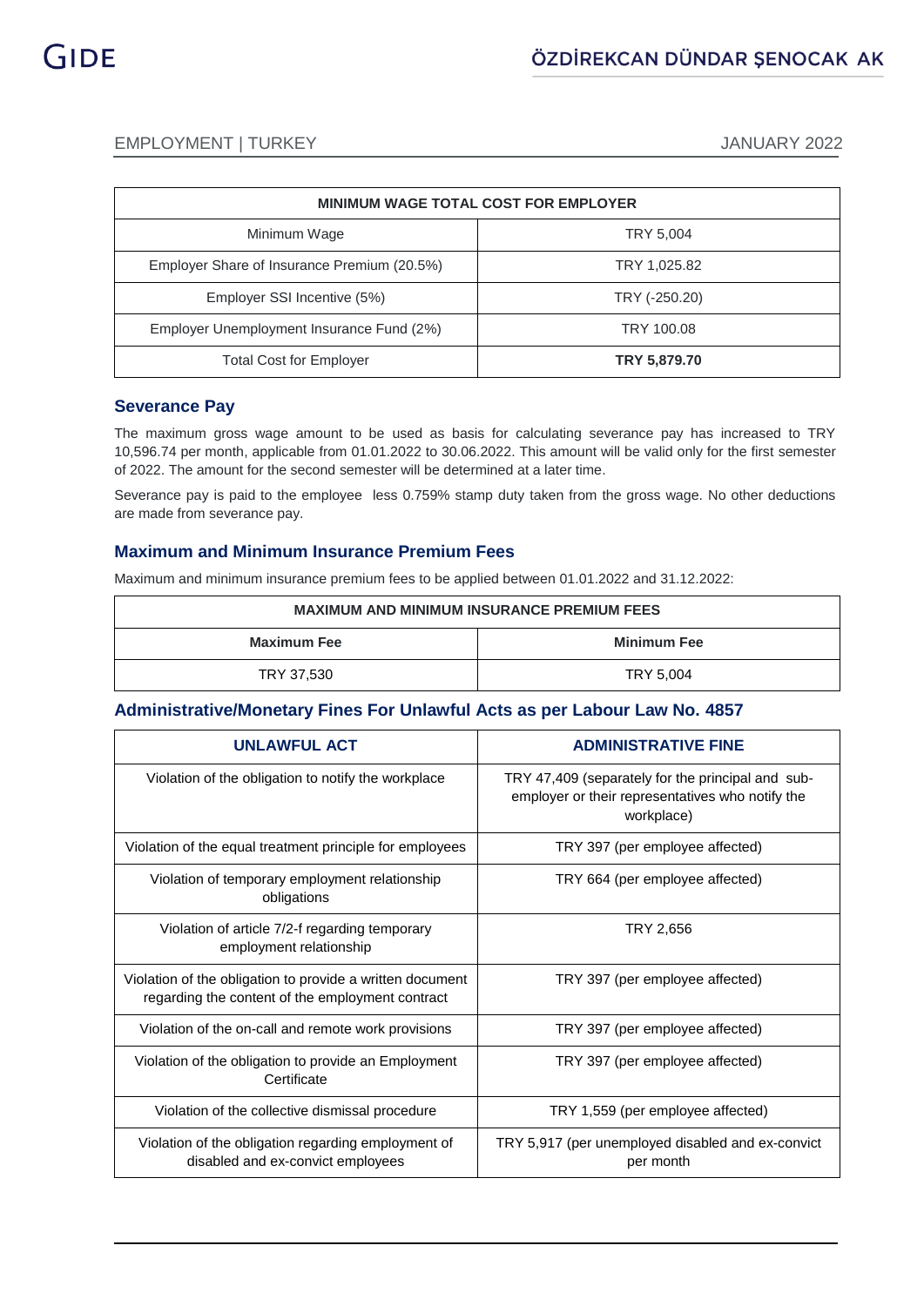| MINIMUM WAGE TOTAL COST FOR EMPLOYER | |
|---|---|
| Minimum Wage | TRY 5,004 |
| Employer Share of Insurance Premium (20.5%) | TRY 1,025.82 |
| Employer SSI Incentive (5%) | TRY (-250.20) |
| Employer Unemployment Insurance Fund (2%) | TRY 100.08 |
| Total Cost for Employer | **TRY 5,879.70** |

## Severance Pay

The maximum gross wage amount to be used as basis for calculating severance pay has increased to TRY 10,596.74 per month, applicable from 01.01.2022 to 30.06.2022. This amount will be valid only for the first semester of 2022. The amount for the second semester will be determined at a later time.

Severance pay is paid to the employee less 0.759% stamp duty taken from the gross wage. No other deductions are made from severance pay.

## Maximum and Minimum Insurance Premium Fees

Maximum and minimum insurance premium fees to be applied between 01.01.2022 and 31.12.2022:

| MAXIMUM AND MINIMUM INSURANCE PREMIUM FEES | |
|---|---|
| **Maximum Fee** | **Minimum Fee** |
| TRY 37,530 | TRY 5,004 |

## Administrative/Monetary Fines For Unlawful Acts as per Labour Law No. 4857

| UNLAWFUL ACT | ADMINISTRATIVE FINE |
|---|---|
| Violation of the obligation to notify the workplace | TRY 47,409 (separately for the principal and sub-employer or their representatives who notify the workplace) |
| Violation of the equal treatment principle for employees | TRY 397 (per employee affected) |
| Violation of temporary employment relationship obligations | TRY 664 (per employee affected) |
| Violation of article 7/2-f regarding temporary employment relationship | TRY 2,656 |
| Violation of the obligation to provide a written document regarding the content of the employment contract | TRY 397 (per employee affected) |
| Violation of the on-call and remote work provisions | TRY 397 (per employee affected) |
| Violation of the obligation to provide an Employment Certificate | TRY 397 (per employee affected) |
| Violation of the collective dismissal procedure | TRY 1,559 (per employee affected) |
| Violation of the obligation regarding employment of disabled and ex-convict employees | TRY 5,917 (per unemployed disabled and ex-convict per month |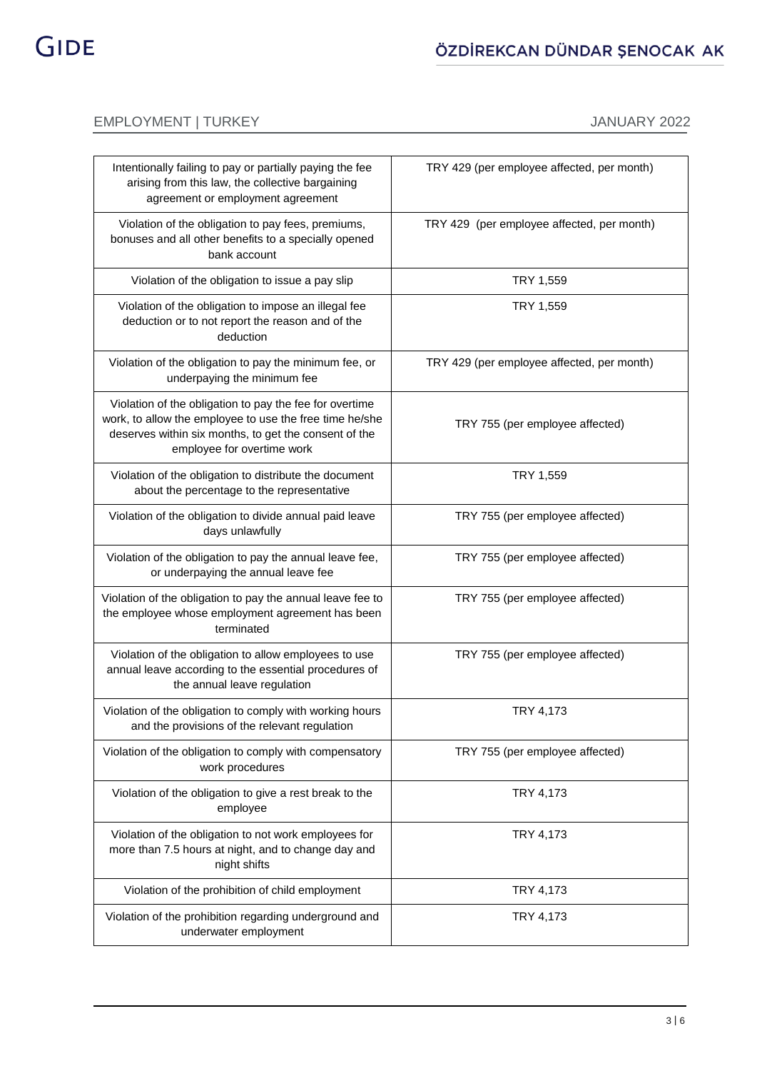| | |
|---|---|
| Intentionally failing to pay or partially paying the fee arising from this law, the collective bargaining agreement or employment agreement | TRY 429 (per employee affected, per month) |
| Violation of the obligation to pay fees, premiums, bonuses and all other benefits to a specially opened bank account | TRY 429 (per employee affected, per month) |
| Violation of the obligation to issue a pay slip | TRY 1,559 |
| Violation of the obligation to impose an illegal fee deduction or to not report the reason and of the deduction | TRY 1,559 |
| Violation of the obligation to pay the minimum fee, or underpaying the minimum fee | TRY 429 (per employee affected, per month) |
| Violation of the obligation to pay the fee for overtime work, to allow the employee to use the free time he/she deserves within six months, to get the consent of the employee for overtime work | TRY 755 (per employee affected) |
| Violation of the obligation to distribute the document about the percentage to the representative | TRY 1,559 |
| Violation of the obligation to divide annual paid leave days unlawfully | TRY 755 (per employee affected) |
| Violation of the obligation to pay the annual leave fee, or underpaying the annual leave fee | TRY 755 (per employee affected) |
| Violation of the obligation to pay the annual leave fee to the employee whose employment agreement has been terminated | TRY 755 (per employee affected) |
| Violation of the obligation to allow employees to use annual leave according to the essential procedures of the annual leave regulation | TRY 755 (per employee affected) |
| Violation of the obligation to comply with working hours and the provisions of the relevant regulation | TRY 4,173 |
| Violation of the obligation to comply with compensatory work procedures | TRY 755 (per employee affected) |
| Violation of the obligation to give a rest break to the employee | TRY 4,173 |
| Violation of the obligation to not work employees for more than 7.5 hours at night, and to change day and night shifts | TRY 4,173 |
| Violation of the prohibition of child employment | TRY 4,173 |
| Violation of the prohibition regarding underground and underwater employment | TRY 4,173 |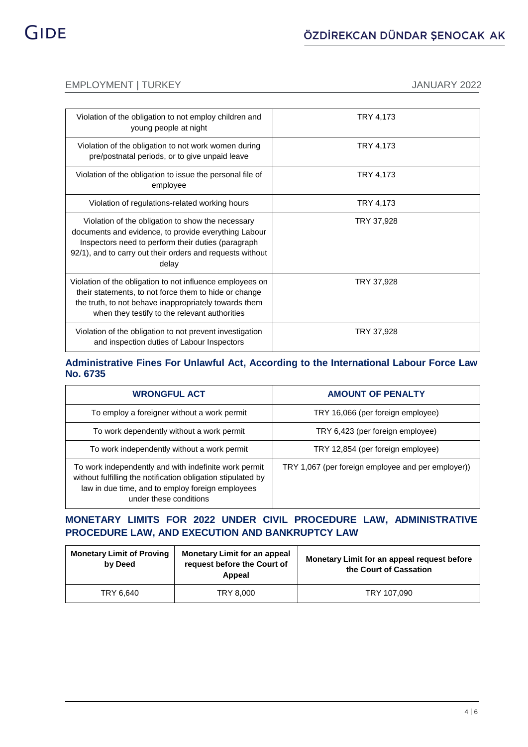| | |
|---|---|
| Violation of the obligation to not employ children and young people at night | TRY 4,173 |
| Violation of the obligation to not work women during pre/postnatal periods, or to give unpaid leave | TRY 4,173 |
| Violation of the obligation to issue the personal file of employee | TRY 4,173 |
| Violation of regulations-related working hours | TRY 4,173 |
| Violation of the obligation to show the necessary documents and evidence, to provide everything Labour Inspectors need to perform their duties (paragraph 92/1), and to carry out their orders and requests without delay | TRY 37,928 |
| Violation of the obligation to not influence employees on their statements, to not force them to hide or change the truth, to not behave inappropriately towards them when they testify to the relevant authorities | TRY 37,928 |
| Violation of the obligation to not prevent investigation and inspection duties of Labour Inspectors | TRY 37,928 |

### Administrative Fines For Unlawful Act, According to the International Labour Force Law No. 6735

| WRONGFUL ACT | AMOUNT OF PENALTY |
|---|---|
| To employ a foreigner without a work permit | TRY 16,066 (per foreign employee) |
| To work dependently without a work permit | TRY 6,423 (per foreign employee) |
| To work independently without a work permit | TRY 12,854 (per foreign employee) |
| To work independently and with indefinite work permit without fulfilling the notification obligation stipulated by law in due time, and to employ foreign employees under these conditions | TRY 1,067 (per foreign employee and per employer)) |

## MONETARY LIMITS FOR 2022 UNDER CIVIL PROCEDURE LAW, ADMINISTRATIVE PROCEDURE LAW, AND EXECUTION AND BANKRUPTCY LAW

| Monetary Limit of Proving by Deed | Monetary Limit for an appeal request before the Court of Appeal | Monetary Limit for an appeal request before the Court of Cassation |
|---|---|---|
| TRY 6,640 | TRY 8,000 | TRY 107,090 |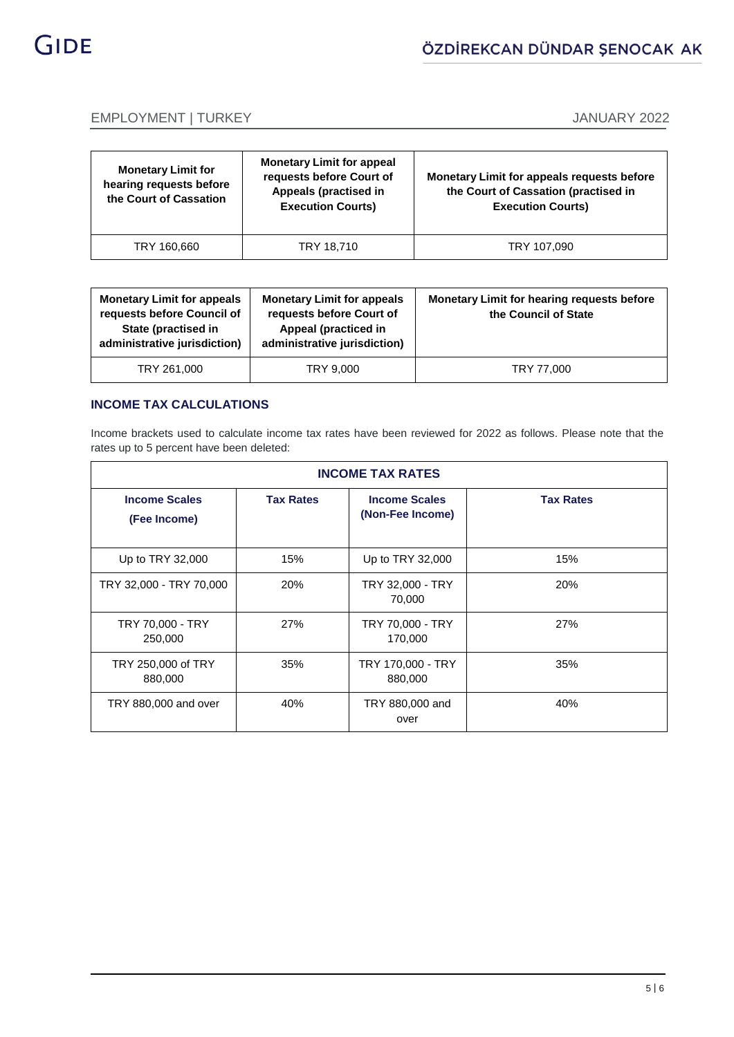| Monetary Limit for hearing requests before the Court of Cassation | Monetary Limit for appeal requests before Court of Appeals (practised in Execution Courts) | Monetary Limit for appeals requests before the Court of Cassation (practised in Execution Courts) |
|---|---|---|
| TRY 160,660 | TRY 18,710 | TRY 107,090 |

| Monetary Limit for appeals requests before Council of State (practised in administrative jurisdiction) | Monetary Limit for appeals requests before Court of Appeal (practiced in administrative jurisdiction) | Monetary Limit for hearing requests before the Council of State |
|---|---|---|
| TRY 261,000 | TRY 9,000 | TRY 77,000 |

### INCOME TAX CALCULATIONS

Income brackets used to calculate income tax rates have been reviewed for 2022 as follows. Please note that the rates up to 5 percent have been deleted:

| INCOME TAX RATES | | | |
|---|---|---|---|
| **Income Scales (Fee Income)** | **Tax Rates** | **Income Scales (Non-Fee Income)** | **Tax Rates** |
| Up to TRY 32,000 | 15% | Up to TRY 32,000 | 15% |
| TRY 32,000 - TRY 70,000 | 20% | TRY 32,000 - TRY 70,000 | 20% |
| TRY 70,000 - TRY 250,000 | 27% | TRY 70,000 - TRY 170,000 | 27% |
| TRY 250,000 of TRY 880,000 | 35% | TRY 170,000 - TRY 880,000 | 35% |
| TRY 880,000 and over | 40% | TRY 880,000 and over | 40% |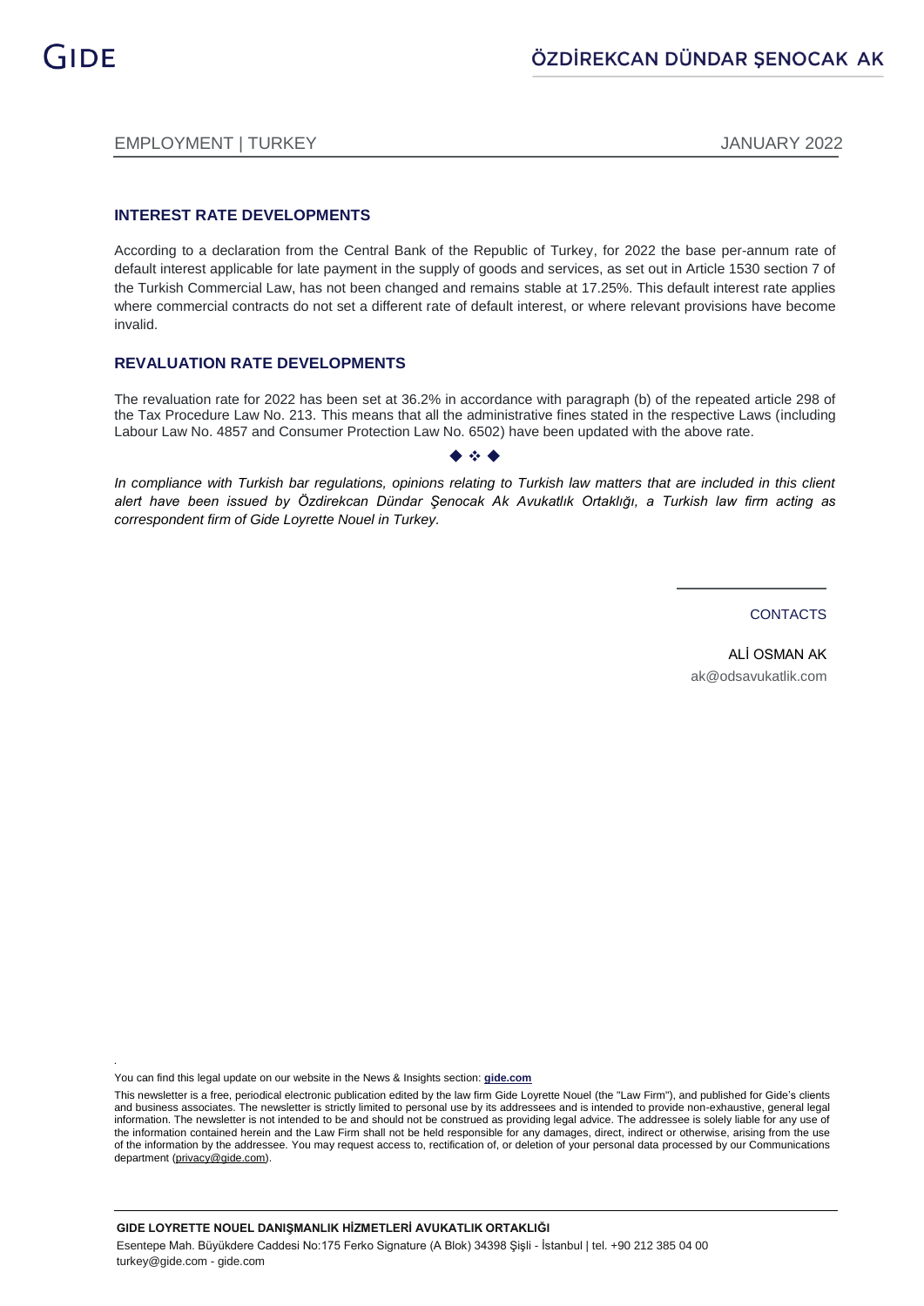EMPLOYMENT | TURKEY JANUARY 2022

## INTEREST RATE DEVELOPMENTS

According to a declaration from the Central Bank of the Republic of Turkey, for 2022 the base per-annum rate of default interest applicable for late payment in the supply of goods and services, as set out in Article 1530 section 7 of the Turkish Commercial Law, has not been changed and remains stable at 17.25%. This default interest rate applies where commercial contracts do not set a different rate of default interest, or where relevant provisions have become invalid.

## REVALUATION RATE DEVELOPMENTS

The revaluation rate for 2022 has been set at 36.2% in accordance with paragraph (b) of the repeated article 298 of the Tax Procedure Law No. 213. This means that all the administrative fines stated in the respective Laws (including Labour Law No. 4857 and Consumer Protection Law No. 6502) have been updated with the above rate.

◆ ❖ ◆

*In compliance with Turkish bar regulations, opinions relating to Turkish law matters that are included in this client alert have been issued by Özdirekcan Dündar Şenocak Ak Avukatlık Ortaklığı, a Turkish law firm acting as correspondent firm of Gide Loyrette Nouel in Turkey.*

CONTACTS

ALİ OSMAN AK
ak@odsavukatlik.com

You can find this legal update on our website in the News & Insights section: **gide.com**

This newsletter is a free, periodical electronic publication edited by the law firm Gide Loyrette Nouel (the "Law Firm"), and published for Gide's clients and business associates. The newsletter is strictly limited to personal use by its addressees and is intended to provide non-exhaustive, general legal information. The newsletter is not intended to be and should not be construed as providing legal advice. The addressee is solely liable for any use of the information contained herein and the Law Firm shall not be held responsible for any damages, direct, indirect or otherwise, arising from the use of the information by the addressee. You may request access to, rectification of, or deletion of your personal data processed by our Communications department (privacy@gide.com).

**GIDE LOYRETTE NOUEL DANIŞMANLIK HİZMETLERİ AVUKATLIK ORTAKLIĞI**
Esentepe Mah. Büyükdere Caddesi No:175 Ferko Signature (A Blok) 34398 Şişli - İstanbul | tel. +90 212 385 04 00
turkey@gide.com - gide.com